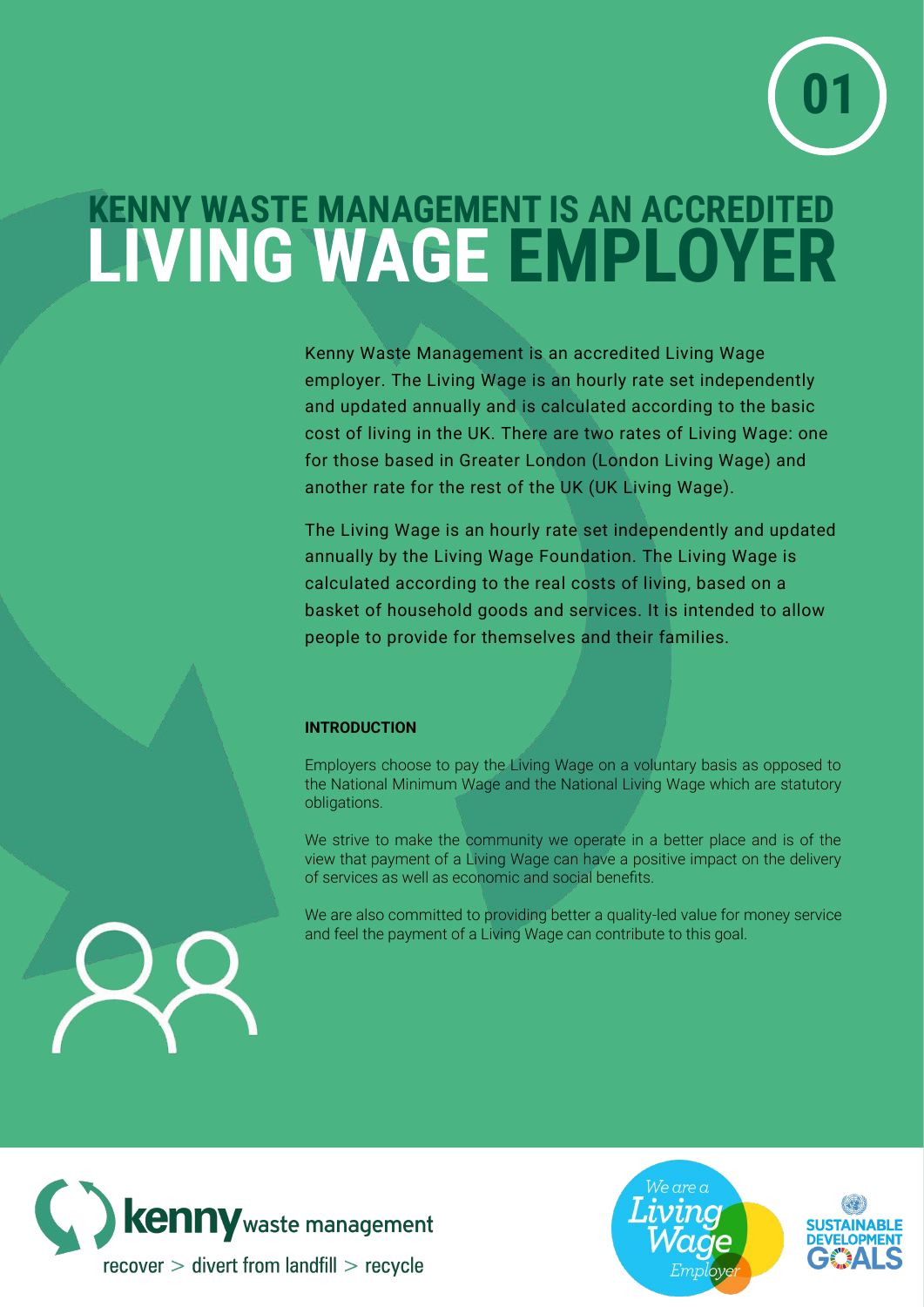# KENNY WASTE MANAGEMENT IS AN ACCREDITED LIVING WAGE EMPLOYER

Kenny Waste Management is an accredited Living Wage employer. The Living Wage is an hourly rate set independently and updated annually and is calculated according to the basic cost of living in the UK. There are two rates of Living Wage: one for those based in Greater London (London Living Wage) and another rate for the rest of the UK (UK Living Wage).

The Living Wage is an hourly rate set independently and updated annually by the Living Wage Foundation. The Living Wage is calculated according to the real costs of living, based on a basket of household goods and services. It is intended to allow people to provide for themselves and their families.

## INTRODUCTION

Employers choose to pay the Living Wage on a voluntary basis as opposed to the National Minimum Wage and the National Living Wage which are statutory obligations.

We strive to make the community we operate in a better place and is of the view that payment of a Living Wage can have a positive impact on the delivery of services as well as economic and social benefits.

We are also committed to providing better a quality-led value for money service and feel the payment of a Living Wage can contribute to this goal.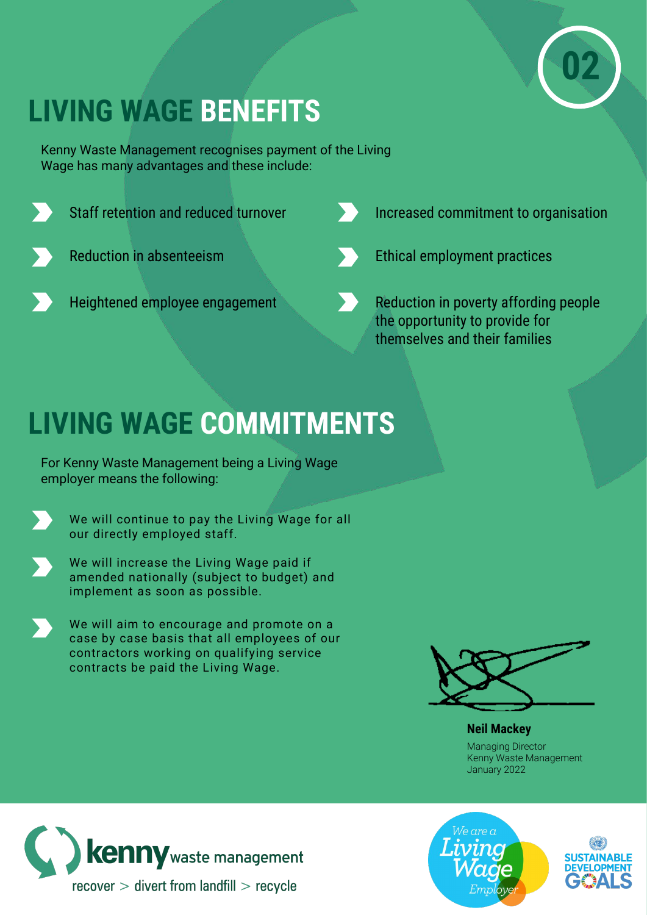# LIVING WAGE BENEFITS

Kenny Waste Management recognises payment of the Living Wage has many advantages and these include:

- Staff retention and reduced turnover
- Reduction in absenteeism
- Heightened employee engagement
- Increased commitment to organisation
- Ethical employment practices
- Reduction in poverty affording people the opportunity to provide for themselves and their families

# LIVING WAGE COMMITMENTS

For Kenny Waste Management being a Living Wage employer means the following:

- We will continue to pay the Living Wage for all our directly employed staff.
- We will increase the Living Wage paid if amended nationally (subject to budget) and implement as soon as possible.
- We will aim to encourage and promote on a case by case basis that all employees of our contractors working on qualifying service contracts be paid the Living Wage.

**Neil Mackey**
Managing Director
Kenny Waste Management
January 2022

kenny waste management
recover > divert from landfill > recycle

We are a Living Wage Employer

SUSTAINABLE DEVELOPMENT GOALS